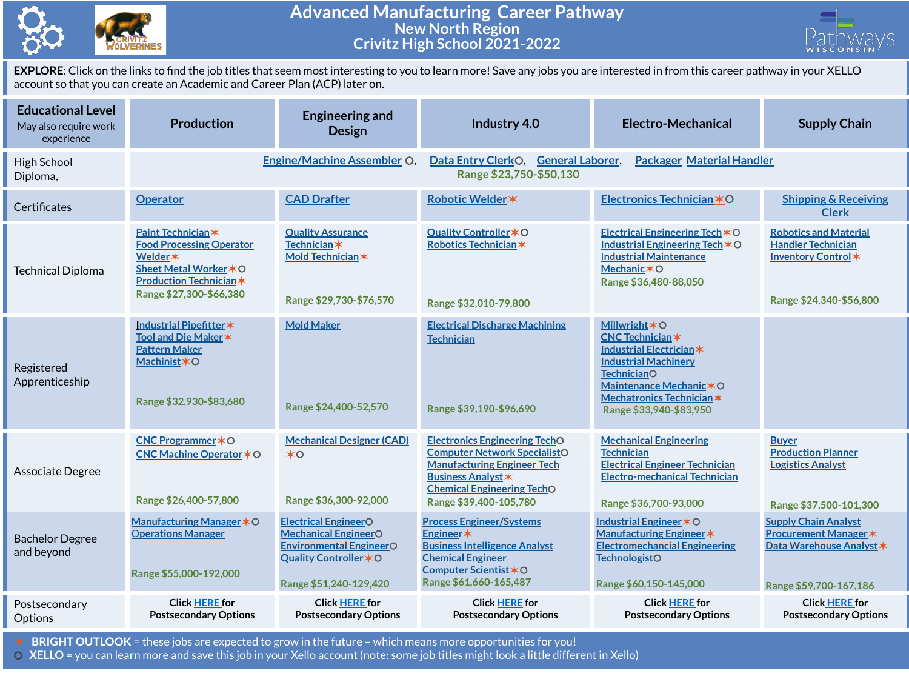# Advanced Manufacturing Career Pathway
## New North Region
## Crivitz High School 2021-2022

**EXPLORE**: Click on the links to find the job titles that seem most interesting to you to learn more! Save any jobs you are interested in from this career pathway in your XELLO account so that you can create an Academic and Career Plan (ACP) later on.

| Educational Level (May also require work experience) | Production | Engineering and Design | Industry 4.0 | Electro-Mechanical | Supply Chain |
|---|---|---|---|---|---|
| High School Diploma, | Engine/Machine Assembler ○, Data Entry Clerk○, General Laborer, Packager Material Handler<br>Range $23,750-$50,130 | | | | |
| Certificates | Operator | CAD Drafter | Robotic Welder ✶ | Electronics Technician ✶○ | Shipping & Receiving Clerk |
| Technical Diploma | Paint Technician ✶<br>Food Processing Operator<br>Welder ✶<br>Sheet Metal Worker ✶○<br>Production Technician ✶<br>Range $27,300-$66,380 | Quality Assurance Technician ✶<br>Mold Technician ✶<br>Range $29,730-$76,570 | Quality Controller ✶○<br>Robotics Technician ✶<br>Range $32,010-79,800 | Electrical Engineering Tech ✶○<br>Industrial Engineering Tech ✶○<br>Industrial Maintenance Mechanic ✶○<br>Range $36,480-88,050 | Robotics and Material Handler Technician<br>Inventory Control ✶<br>Range $24,340-$56,800 |
| Registered Apprenticeship | Industrial Pipefitter ✶<br>Tool and Die Maker ✶<br>Pattern Maker<br>Machinist ✶○<br>Range $32,930-$83,680 | Mold Maker<br>Range $24,400-52,570 | Electrical Discharge Machining Technician<br>Range $39,190-$96,690 | Millwright ✶○<br>CNC Technician ✶<br>Industrial Electrician ✶<br>Industrial Machinery Technician○<br>Maintenance Mechanic ✶○<br>Mechatronics Technician ✶<br>Range $33,940-$83,950 | |
| Associate Degree | CNC Programmer ✶○<br>CNC Machine Operator ✶○<br>Range $26,400-57,800 | Mechanical Designer (CAD) ✶○<br>Range $36,300-92,000 | Electronics Engineering Tech○<br>Computer Network Specialist○<br>Manufacturing Engineer Tech<br>Business Analyst ✶<br>Chemical Engineering Tech○<br>Range $39,400-105,780 | Mechanical Engineering Technician<br>Electrical Engineer Technician<br>Electro-mechanical Technician<br>Range $36,700-93,000 | Buyer<br>Production Planner<br>Logistics Analyst<br>Range $37,500-101,300 |
| Bachelor Degree and beyond | Manufacturing Manager ✶○<br>Operations Manager<br>Range $55,000-192,000 | Electrical Engineer○<br>Mechanical Engineer○<br>Environmental Engineer○<br>Quality Controller ✶○<br>Range $51,240-129,420 | Process Engineer/Systems Engineer ✶<br>Business Intelligence Analyst<br>Chemical Engineer<br>Computer Scientist ✶○<br>Range $61,660-165,487 | Industrial Engineer ✶○<br>Manufacturing Engineer ✶<br>Electromechanical Engineering Technologist○<br>Range $60,150-145,000 | Supply Chain Analyst<br>Procurement Manager ✶<br>Data Warehouse Analyst ✶<br>Range $59,700-167,186 |
| Postsecondary Options | Click HERE for Postsecondary Options | Click HERE for Postsecondary Options | Click HERE for Postsecondary Options | Click HERE for Postsecondary Options | Click HERE for Postsecondary Options |

✶ **BRIGHT OUTLOOK** = these jobs are expected to grow in the future – which means more opportunities for you!
○ **XELLO** = you can learn more and save this job in your Xello account (note: some job titles might look a little different in Xello)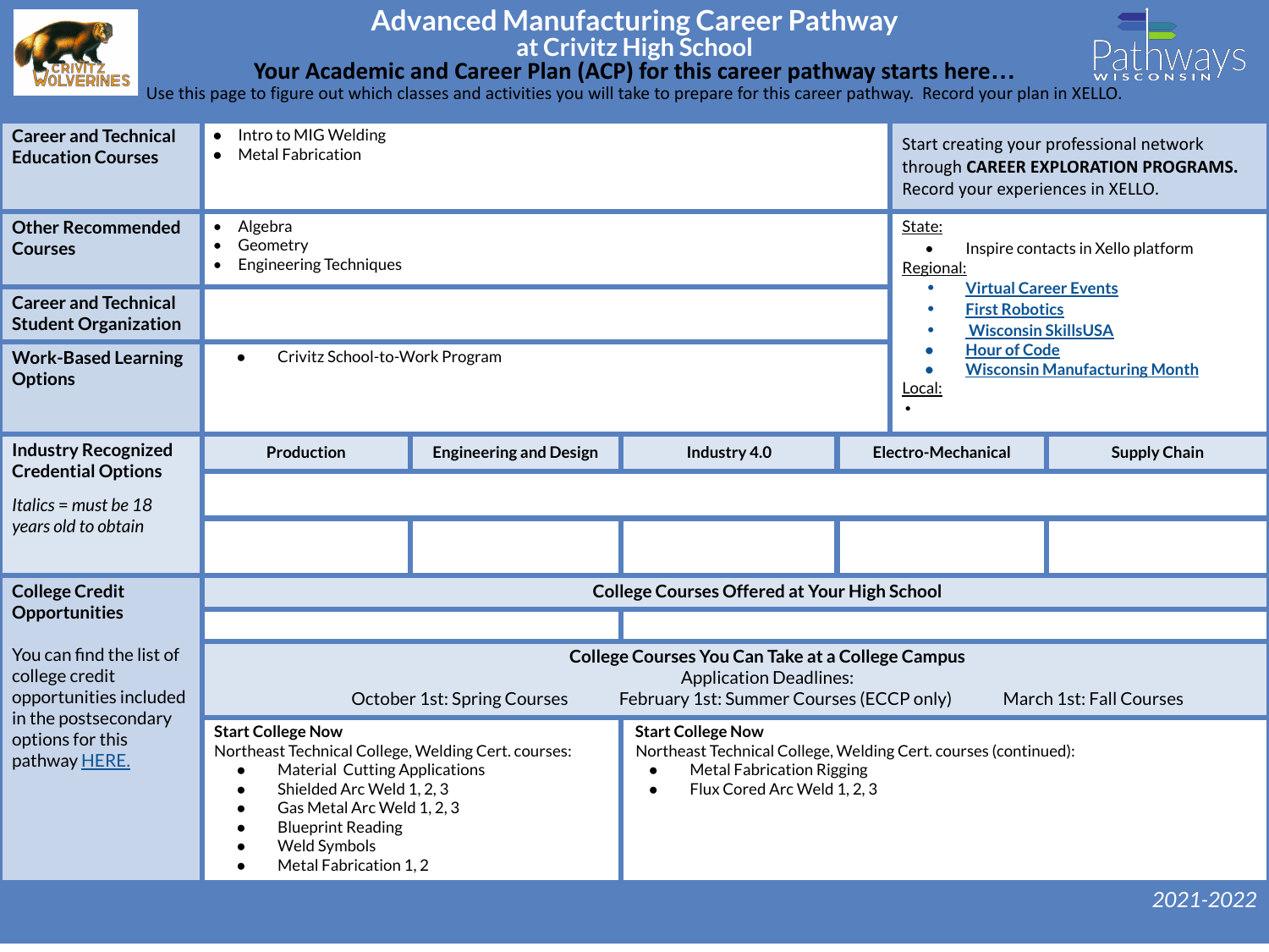# Advanced Manufacturing Career Pathway

## at Crivitz High School

### Your Academic and Career Plan (ACP) for this career pathway starts here…

Use this page to figure out which classes and activities you will take to prepare for this career pathway. Record your plan in XELLO.

| | | |
|---|---|---|
| **Career and Technical Education Courses** | • Intro to MIG Welding<br>• Metal Fabrication | Start creating your professional network through **CAREER EXPLORATION PROGRAMS.** Record your experiences in XELLO. |
| **Other Recommended Courses** | • Algebra<br>• Geometry<br>• Engineering Techniques | State:<br>• Inspire contacts in Xello platform<br>Regional:<br>• Virtual Career Events<br>• First Robotics<br>• Wisconsin SkillsUSA<br>• Hour of Code<br>• Wisconsin Manufacturing Month<br>Local:<br>• |
| **Career and Technical Student Organization** | | |
| **Work-Based Learning Options** | • Crivitz School-to-Work Program | |

| Industry Recognized Credential Options (*Italics = must be 18 years old to obtain*) | Production | Engineering and Design | Industry 4.0 | Electro-Mechanical | Supply Chain |
|---|---|---|---|---|---|
| | | | | | |
| | | | | | |

**College Credit Opportunities**

You can find the list of college credit opportunities included in the postsecondary options for this pathway HERE.

**College Courses Offered at Your High School**

**College Courses You Can Take at a College Campus**

Application Deadlines:

October 1st: Spring Courses February 1st: Summer Courses (ECCP only) March 1st: Fall Courses

**Start College Now**

Northeast Technical College, Welding Cert. courses:

- Material Cutting Applications
- Shielded Arc Weld 1, 2, 3
- Gas Metal Arc Weld 1, 2, 3
- Blueprint Reading
- Weld Symbols
- Metal Fabrication 1, 2

**Start College Now**

Northeast Technical College, Welding Cert. courses (continued):

- Metal Fabrication Rigging
- Flux Cored Arc Weld 1, 2, 3

*2021-2022*